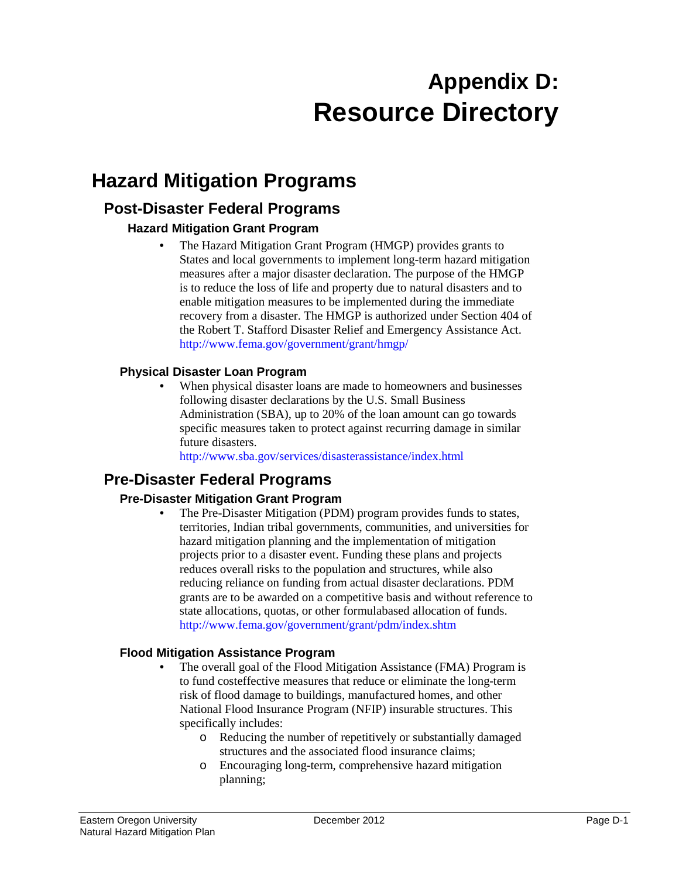# Appendix D: Resource Directory

## Hazard Mitigation Programs

### Post-Disaster Federal Programs

#### Hazard Mitigation Grant Program

- The Hazard Mitigation Grant Program (HMGP) provides grants to States and local governments to implement long-term hazard mitigation measures after a major disaster declaration. The purpose of the HMGP is to reduce the loss of life and property due to natural disasters and to enable mitigation measures to be implemented during the immediate recovery from a disaster. The HMGP is authorized under Section 404 of the Robert T. Stafford Disaster Relief and Emergency Assistance Act. http://www.fema.gov/government/grant/hmgp/

#### Physical Disaster Loan Program

- When physical disaster loans are made to homeowners and businesses following disaster declarations by the U.S. Small Business Administration (SBA), up to 20% of the loan amount can go towards specific measures taken to protect against recurring damage in similar future disasters.
  http://www.sba.gov/services/disasterassistance/index.html

### Pre-Disaster Federal Programs

#### Pre-Disaster Mitigation Grant Program

- The Pre-Disaster Mitigation (PDM) program provides funds to states, territories, Indian tribal governments, communities, and universities for hazard mitigation planning and the implementation of mitigation projects prior to a disaster event. Funding these plans and projects reduces overall risks to the population and structures, while also reducing reliance on funding from actual disaster declarations. PDM grants are to be awarded on a competitive basis and without reference to state allocations, quotas, or other formulabased allocation of funds. http://www.fema.gov/government/grant/pdm/index.shtm

#### Flood Mitigation Assistance Program

- The overall goal of the Flood Mitigation Assistance (FMA) Program is to fund costeffective measures that reduce or eliminate the long-term risk of flood damage to buildings, manufactured homes, and other National Flood Insurance Program (NFIP) insurable structures. This specifically includes:
  - Reducing the number of repetitively or substantially damaged structures and the associated flood insurance claims;
  - Encouraging long-term, comprehensive hazard mitigation planning;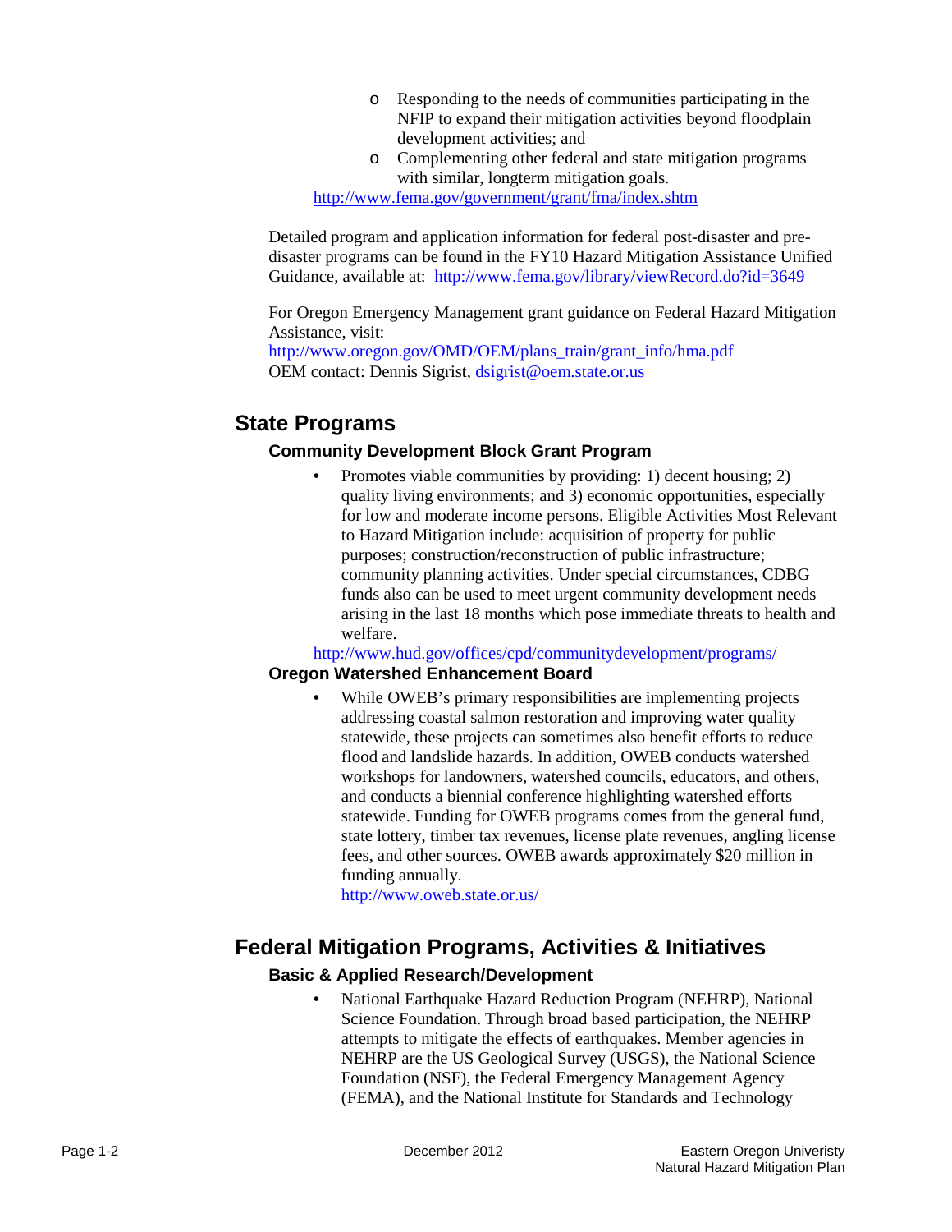- Responding to the needs of communities participating in the NFIP to expand their mitigation activities beyond floodplain development activities; and
- Complementing other federal and state mitigation programs with similar, longterm mitigation goals.

http://www.fema.gov/government/grant/fma/index.shtm

Detailed program and application information for federal post-disaster and pre-disaster programs can be found in the FY10 Hazard Mitigation Assistance Unified Guidance, available at: http://www.fema.gov/library/viewRecord.do?id=3649

For Oregon Emergency Management grant guidance on Federal Hazard Mitigation Assistance, visit:
http://www.oregon.gov/OMD/OEM/plans_train/grant_info/hma.pdf
OEM contact: Dennis Sigrist, dsigrist@oem.state.or.us

## State Programs

### Community Development Block Grant Program

- Promotes viable communities by providing: 1) decent housing; 2) quality living environments; and 3) economic opportunities, especially for low and moderate income persons. Eligible Activities Most Relevant to Hazard Mitigation include: acquisition of property for public purposes; construction/reconstruction of public infrastructure; community planning activities. Under special circumstances, CDBG funds also can be used to meet urgent community development needs arising in the last 18 months which pose immediate threats to health and welfare.

http://www.hud.gov/offices/cpd/communitydevelopment/programs/

### Oregon Watershed Enhancement Board

- While OWEB's primary responsibilities are implementing projects addressing coastal salmon restoration and improving water quality statewide, these projects can sometimes also benefit efforts to reduce flood and landslide hazards. In addition, OWEB conducts watershed workshops for landowners, watershed councils, educators, and others, and conducts a biennial conference highlighting watershed efforts statewide. Funding for OWEB programs comes from the general fund, state lottery, timber tax revenues, license plate revenues, angling license fees, and other sources. OWEB awards approximately $20 million in funding annually.
  http://www.oweb.state.or.us/

## Federal Mitigation Programs, Activities & Initiatives

### Basic & Applied Research/Development

- National Earthquake Hazard Reduction Program (NEHRP), National Science Foundation. Through broad based participation, the NEHRP attempts to mitigate the effects of earthquakes. Member agencies in NEHRP are the US Geological Survey (USGS), the National Science Foundation (NSF), the Federal Emergency Management Agency (FEMA), and the National Institute for Standards and Technology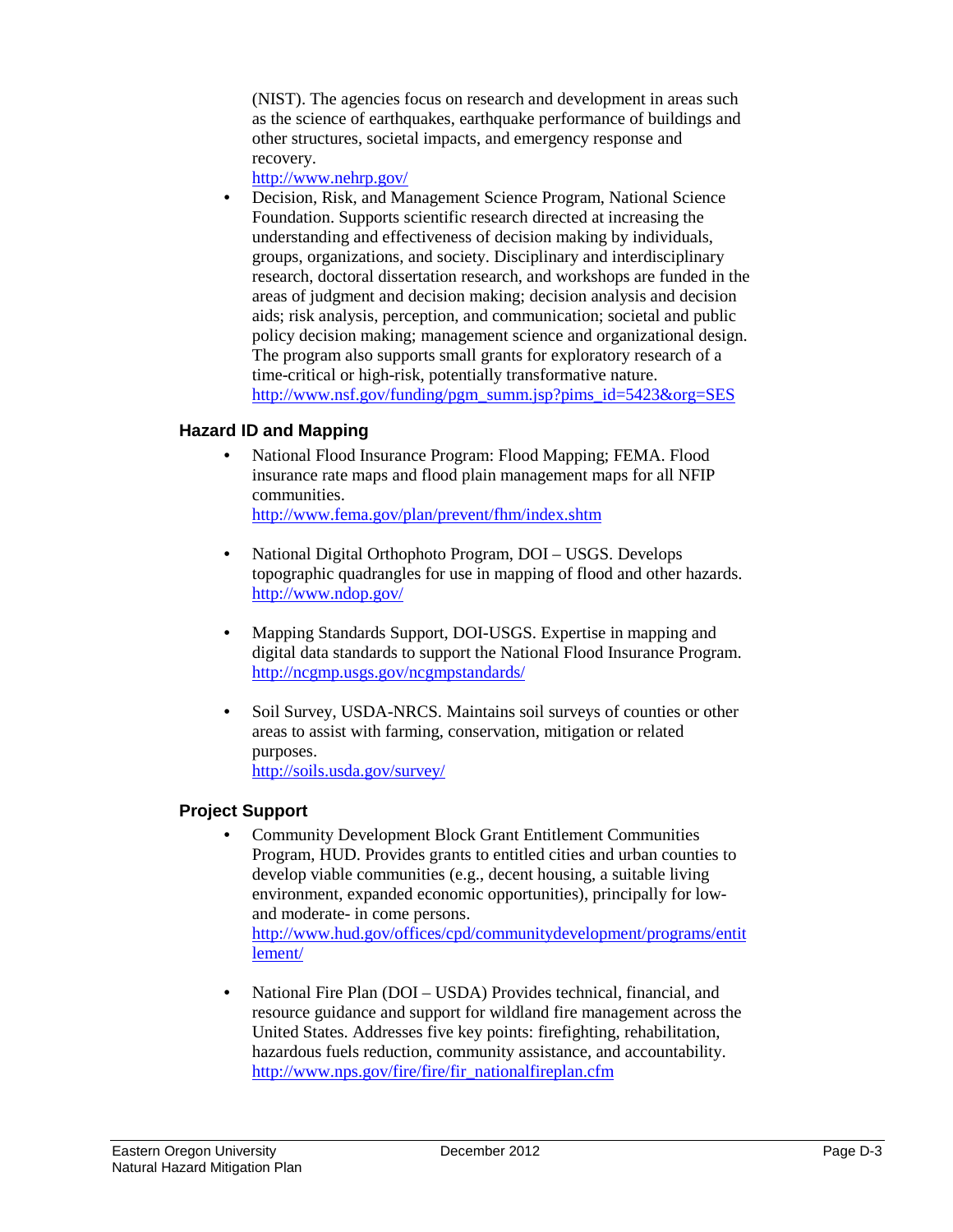(NIST). The agencies focus on research and development in areas such as the science of earthquakes, earthquake performance of buildings and other structures, societal impacts, and emergency response and recovery.
http://www.nehrp.gov/

- Decision, Risk, and Management Science Program, National Science Foundation. Supports scientific research directed at increasing the understanding and effectiveness of decision making by individuals, groups, organizations, and society. Disciplinary and interdisciplinary research, doctoral dissertation research, and workshops are funded in the areas of judgment and decision making; decision analysis and decision aids; risk analysis, perception, and communication; societal and public policy decision making; management science and organizational design. The program also supports small grants for exploratory research of a time-critical or high-risk, potentially transformative nature.
  http://www.nsf.gov/funding/pgm_summ.jsp?pims_id=5423&org=SES

### Hazard ID and Mapping

- National Flood Insurance Program: Flood Mapping; FEMA. Flood insurance rate maps and flood plain management maps for all NFIP communities.
  http://www.fema.gov/plan/prevent/fhm/index.shtm

- National Digital Orthophoto Program, DOI – USGS. Develops topographic quadrangles for use in mapping of flood and other hazards.
  http://www.ndop.gov/

- Mapping Standards Support, DOI-USGS. Expertise in mapping and digital data standards to support the National Flood Insurance Program.
  http://ncgmp.usgs.gov/ncgmpstandards/

- Soil Survey, USDA-NRCS. Maintains soil surveys of counties or other areas to assist with farming, conservation, mitigation or related purposes.
  http://soils.usda.gov/survey/

### Project Support

- Community Development Block Grant Entitlement Communities Program, HUD. Provides grants to entitled cities and urban counties to develop viable communities (e.g., decent housing, a suitable living environment, expanded economic opportunities), principally for low- and moderate- in come persons.
  http://www.hud.gov/offices/cpd/communitydevelopment/programs/entitlement/

- National Fire Plan (DOI – USDA) Provides technical, financial, and resource guidance and support for wildland fire management across the United States. Addresses five key points: firefighting, rehabilitation, hazardous fuels reduction, community assistance, and accountability.
  http://www.nps.gov/fire/fire/fir_nationalfireplan.cfm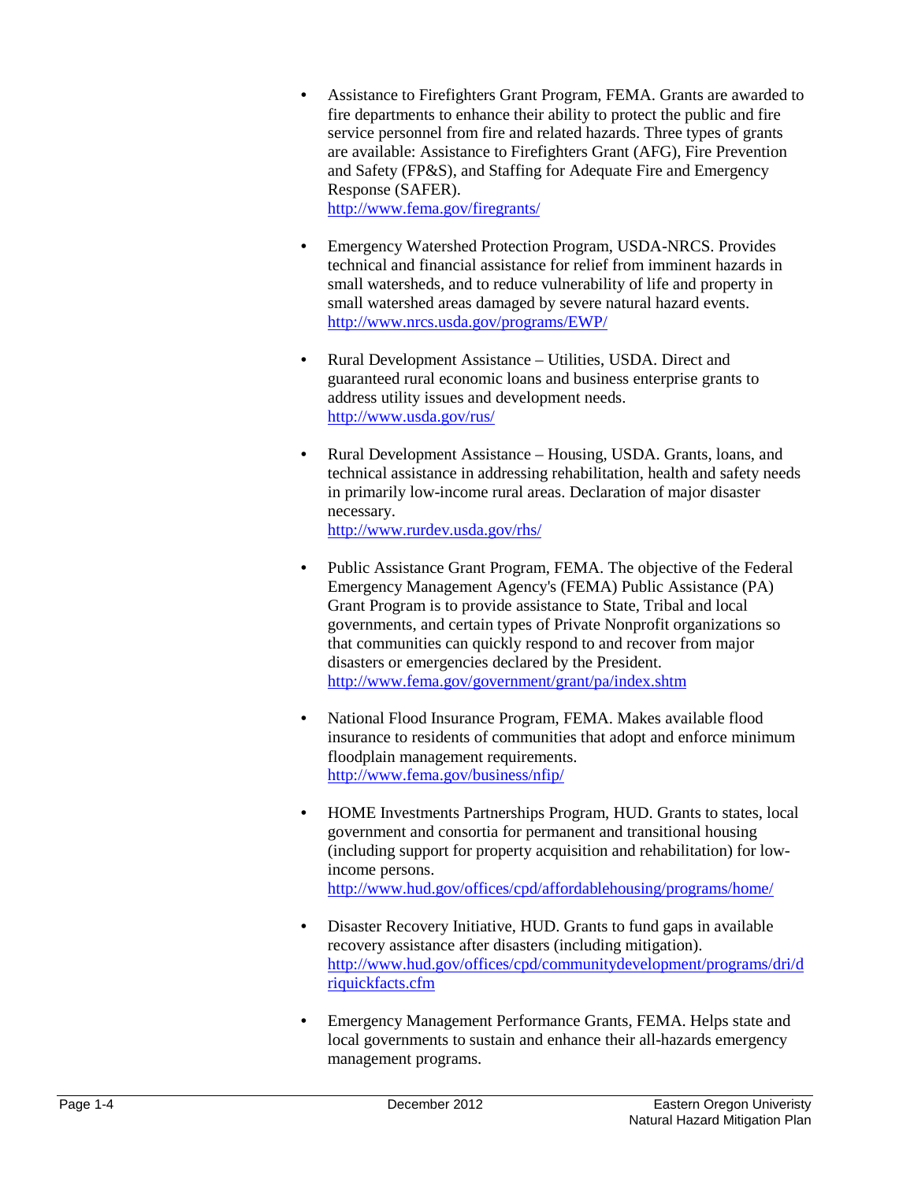- Assistance to Firefighters Grant Program, FEMA. Grants are awarded to fire departments to enhance their ability to protect the public and fire service personnel from fire and related hazards. Three types of grants are available: Assistance to Firefighters Grant (AFG), Fire Prevention and Safety (FP&S), and Staffing for Adequate Fire and Emergency Response (SAFER).
  http://www.fema.gov/firegrants/

- Emergency Watershed Protection Program, USDA-NRCS. Provides technical and financial assistance for relief from imminent hazards in small watersheds, and to reduce vulnerability of life and property in small watershed areas damaged by severe natural hazard events.
  http://www.nrcs.usda.gov/programs/EWP/

- Rural Development Assistance – Utilities, USDA. Direct and guaranteed rural economic loans and business enterprise grants to address utility issues and development needs.
  http://www.usda.gov/rus/

- Rural Development Assistance – Housing, USDA. Grants, loans, and technical assistance in addressing rehabilitation, health and safety needs in primarily low-income rural areas. Declaration of major disaster necessary.
  http://www.rurdev.usda.gov/rhs/

- Public Assistance Grant Program, FEMA. The objective of the Federal Emergency Management Agency's (FEMA) Public Assistance (PA) Grant Program is to provide assistance to State, Tribal and local governments, and certain types of Private Nonprofit organizations so that communities can quickly respond to and recover from major disasters or emergencies declared by the President.
  http://www.fema.gov/government/grant/pa/index.shtm

- National Flood Insurance Program, FEMA. Makes available flood insurance to residents of communities that adopt and enforce minimum floodplain management requirements.
  http://www.fema.gov/business/nfip/

- HOME Investments Partnerships Program, HUD. Grants to states, local government and consortia for permanent and transitional housing (including support for property acquisition and rehabilitation) for low-income persons.
  http://www.hud.gov/offices/cpd/affordablehousing/programs/home/

- Disaster Recovery Initiative, HUD. Grants to fund gaps in available recovery assistance after disasters (including mitigation).
  http://www.hud.gov/offices/cpd/communitydevelopment/programs/dri/driquickfacts.cfm

- Emergency Management Performance Grants, FEMA. Helps state and local governments to sustain and enhance their all-hazards emergency management programs.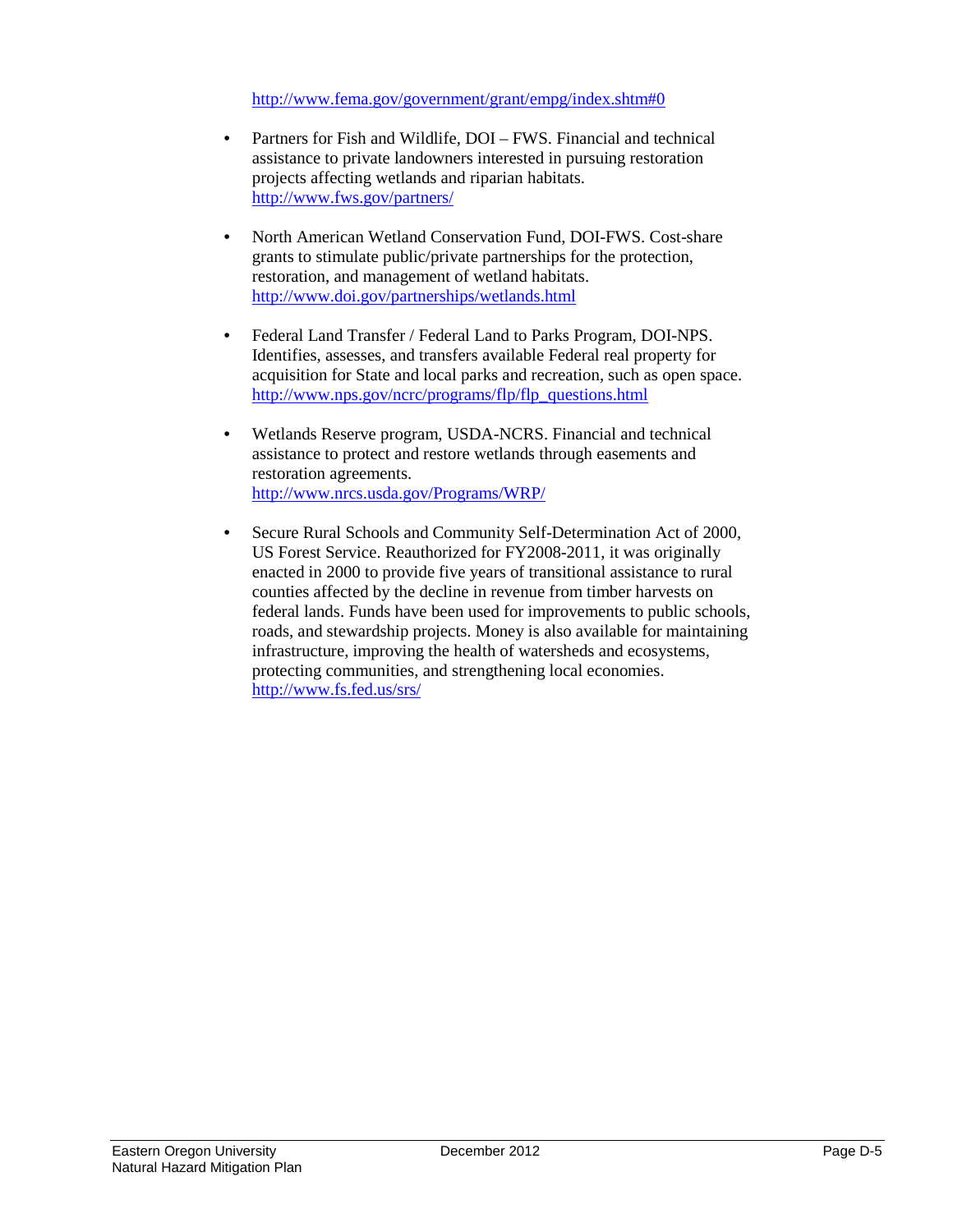http://www.fema.gov/government/grant/empg/index.shtm#0

- Partners for Fish and Wildlife, DOI – FWS. Financial and technical assistance to private landowners interested in pursuing restoration projects affecting wetlands and riparian habitats. http://www.fws.gov/partners/

- North American Wetland Conservation Fund, DOI-FWS. Cost-share grants to stimulate public/private partnerships for the protection, restoration, and management of wetland habitats. http://www.doi.gov/partnerships/wetlands.html

- Federal Land Transfer / Federal Land to Parks Program, DOI-NPS. Identifies, assesses, and transfers available Federal real property for acquisition for State and local parks and recreation, such as open space. http://www.nps.gov/ncrc/programs/flp/flp_questions.html

- Wetlands Reserve program, USDA-NCRS. Financial and technical assistance to protect and restore wetlands through easements and restoration agreements. http://www.nrcs.usda.gov/Programs/WRP/

- Secure Rural Schools and Community Self-Determination Act of 2000, US Forest Service. Reauthorized for FY2008-2011, it was originally enacted in 2000 to provide five years of transitional assistance to rural counties affected by the decline in revenue from timber harvests on federal lands. Funds have been used for improvements to public schools, roads, and stewardship projects. Money is also available for maintaining infrastructure, improving the health of watersheds and ecosystems, protecting communities, and strengthening local economies. http://www.fs.fed.us/srs/